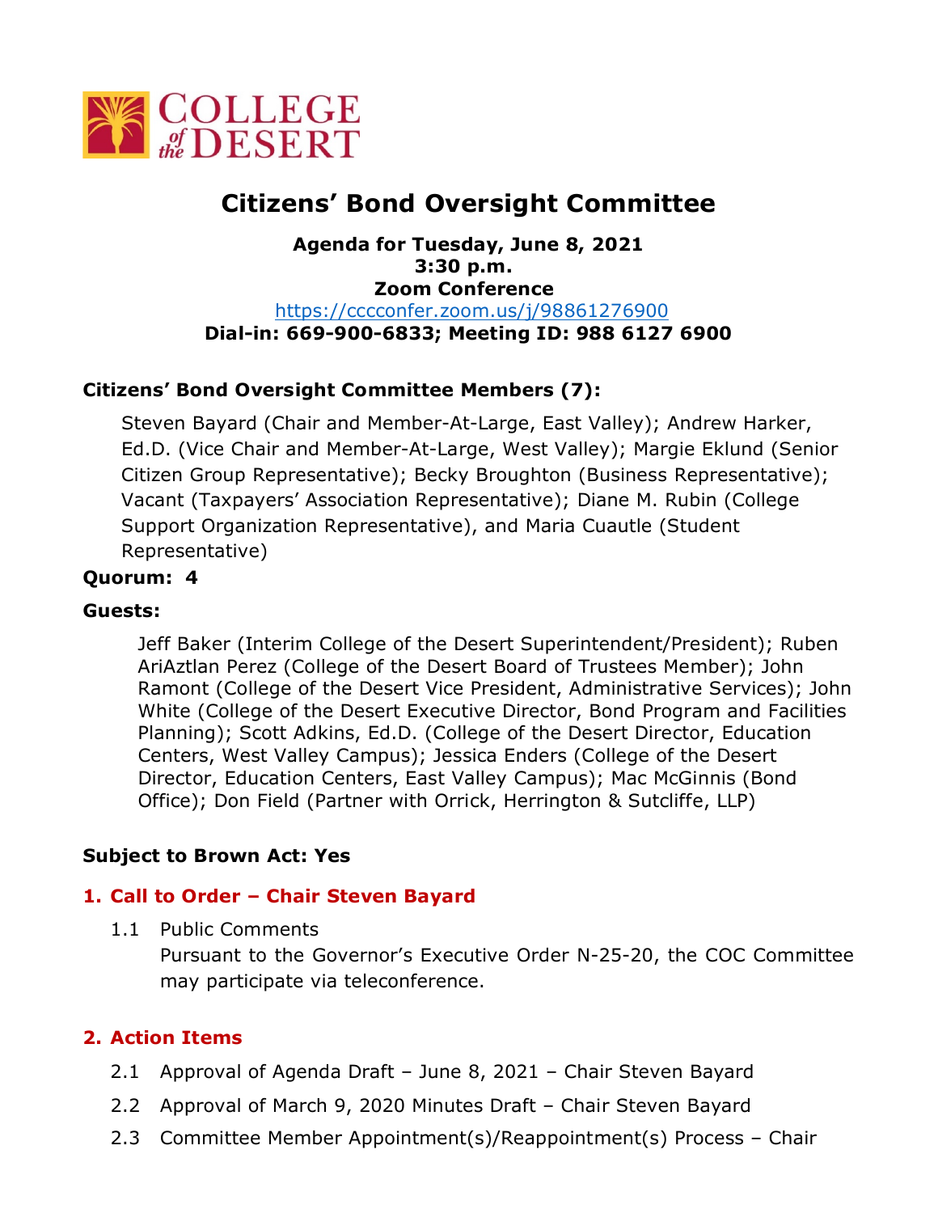COLLEGE of the DESERT

# Citizens' Bond Oversight Committee

**Agenda for Tuesday, June 8, 2021**
**3:30 p.m.**
**Zoom Conference**
https://cccconfer.zoom.us/j/98861276900
**Dial-in: 669-900-6833; Meeting ID: 988 6127 6900**

**Citizens' Bond Oversight Committee Members (7):**

Steven Bayard (Chair and Member-At-Large, East Valley); Andrew Harker, Ed.D. (Vice Chair and Member-At-Large, West Valley); Margie Eklund (Senior Citizen Group Representative); Becky Broughton (Business Representative); Vacant (Taxpayers' Association Representative); Diane M. Rubin (College Support Organization Representative), and Maria Cuautle (Student Representative)

**Quorum: 4**

**Guests:**

Jeff Baker (Interim College of the Desert Superintendent/President); Ruben AriAztlan Perez (College of the Desert Board of Trustees Member); John Ramont (College of the Desert Vice President, Administrative Services); John White (College of the Desert Executive Director, Bond Program and Facilities Planning); Scott Adkins, Ed.D. (College of the Desert Director, Education Centers, West Valley Campus); Jessica Enders (College of the Desert Director, Education Centers, East Valley Campus); Mac McGinnis (Bond Office); Don Field (Partner with Orrick, Herrington & Sutcliffe, LLP)

**Subject to Brown Act: Yes**

## 1. Call to Order – Chair Steven Bayard

1.1 Public Comments
Pursuant to the Governor's Executive Order N-25-20, the COC Committee may participate via teleconference.

## 2. Action Items

2.1 Approval of Agenda Draft – June 8, 2021 – Chair Steven Bayard

2.2 Approval of March 9, 2020 Minutes Draft – Chair Steven Bayard

2.3 Committee Member Appointment(s)/Reappointment(s) Process – Chair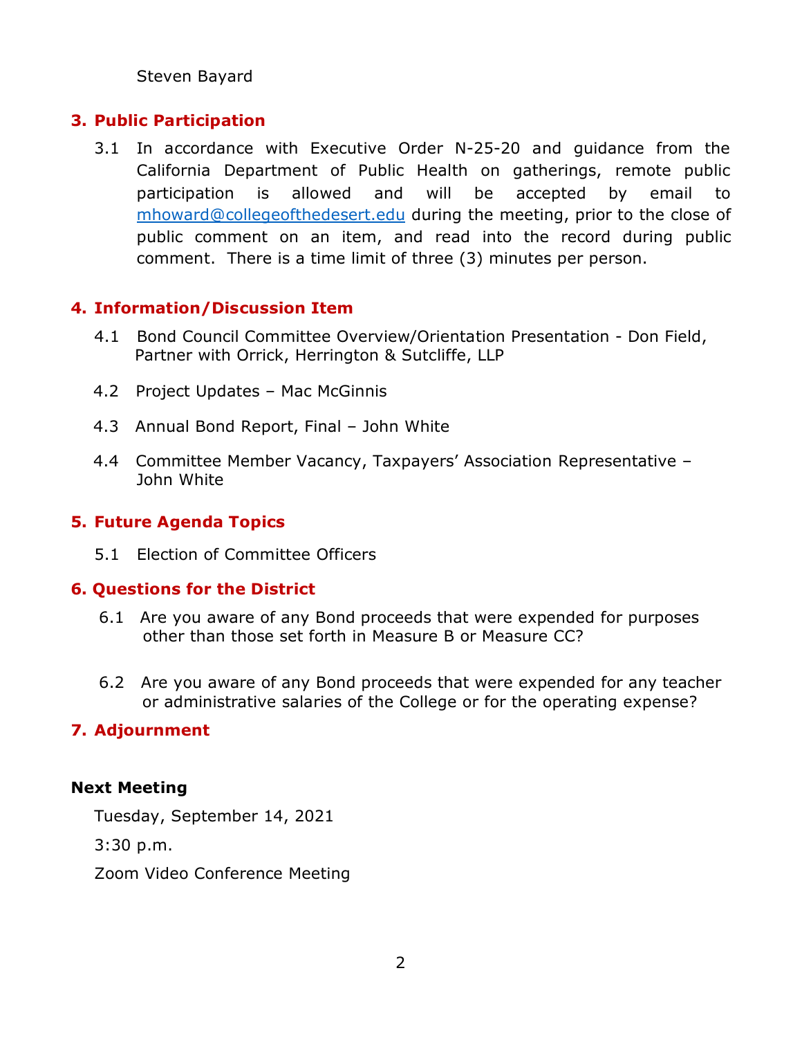Steven Bayard

## 3. Public Participation

3.1 In accordance with Executive Order N-25-20 and guidance from the California Department of Public Health on gatherings, remote public participation is allowed and will be accepted by email to mhoward@collegeofthedesert.edu during the meeting, prior to the close of public comment on an item, and read into the record during public comment. There is a time limit of three (3) minutes per person.

## 4. Information/Discussion Item

4.1 Bond Council Committee Overview/Orientation Presentation - Don Field, Partner with Orrick, Herrington & Sutcliffe, LLP

4.2 Project Updates – Mac McGinnis

4.3 Annual Bond Report, Final – John White

4.4 Committee Member Vacancy, Taxpayers' Association Representative – John White

## 5. Future Agenda Topics

5.1 Election of Committee Officers

## 6. Questions for the District

6.1 Are you aware of any Bond proceeds that were expended for purposes other than those set forth in Measure B or Measure CC?

6.2 Are you aware of any Bond proceeds that were expended for any teacher or administrative salaries of the College or for the operating expense?

## 7. Adjournment

**Next Meeting**

Tuesday, September 14, 2021

3:30 p.m.

Zoom Video Conference Meeting